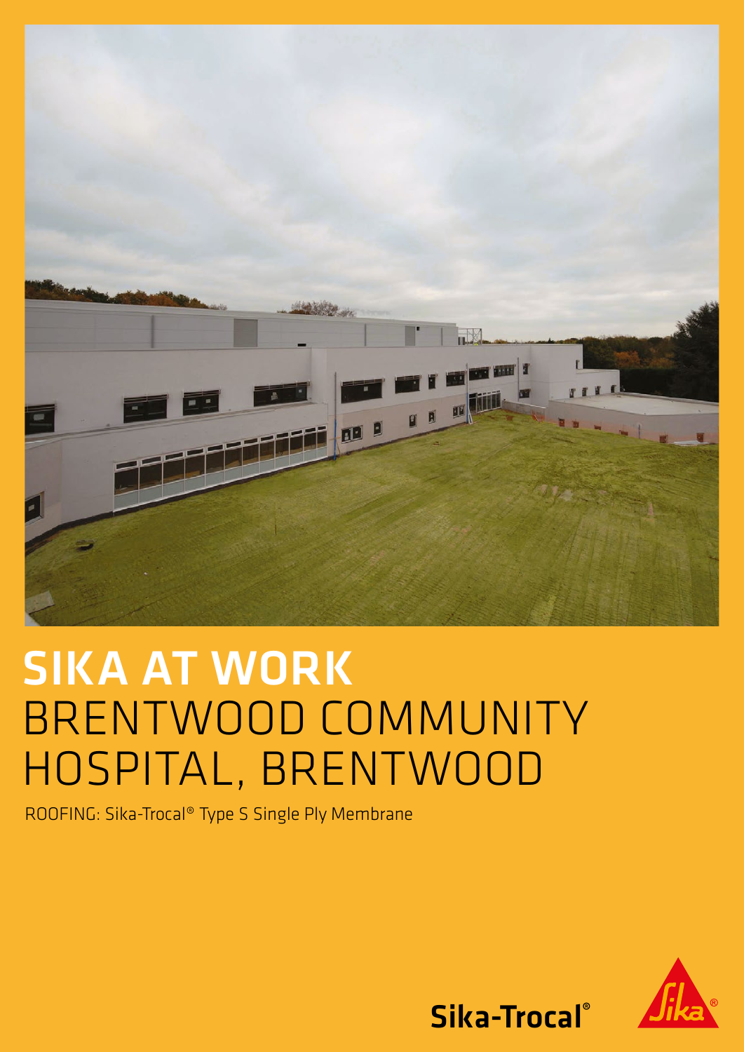# SIKA AT WORK
# BRENTWOOD COMMUNITY HOSPITAL, BRENTWOOD

ROOFING: Sika-Trocal® Type S Single Ply Membrane

Sika-Trocal®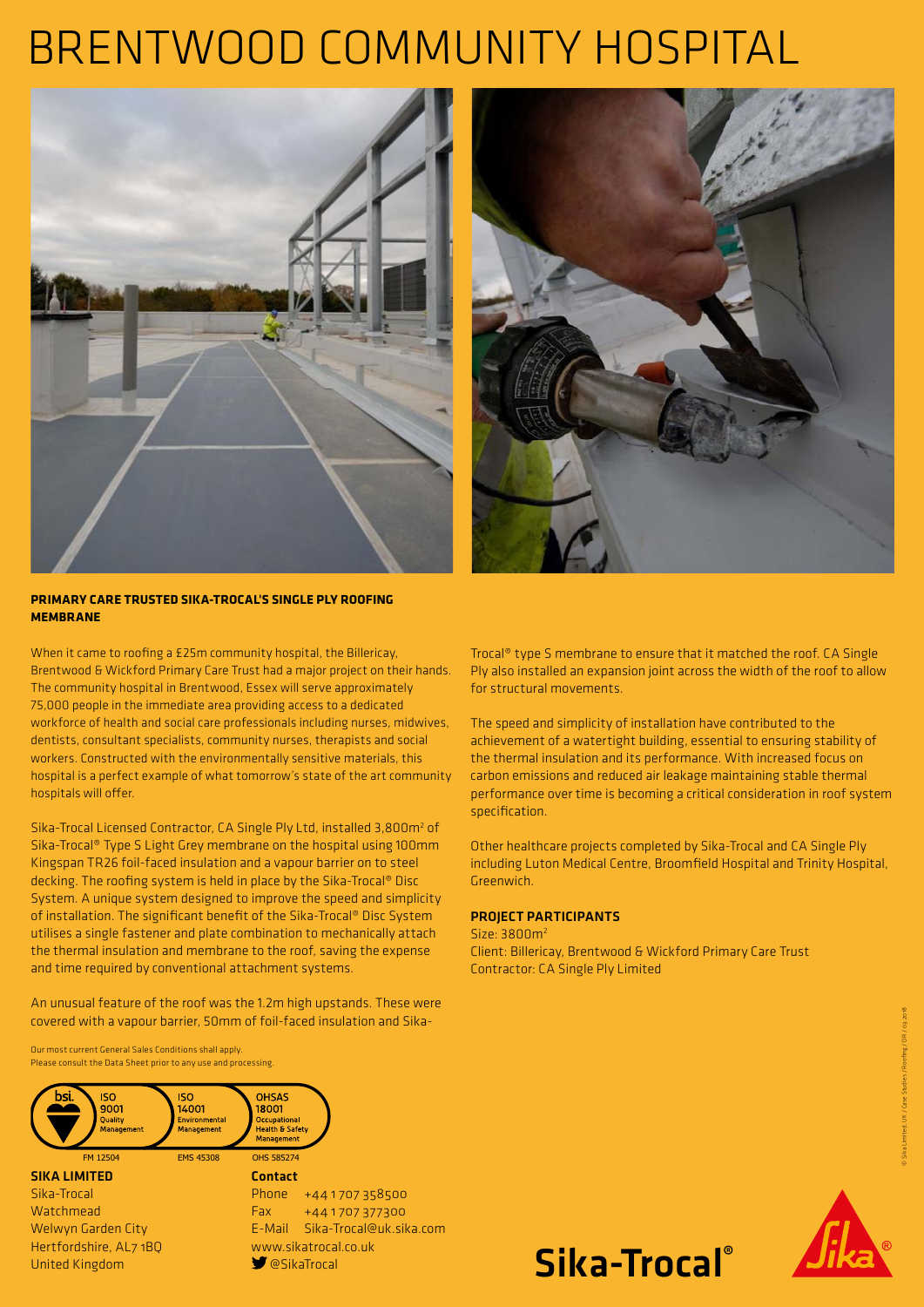# BRENTWOOD COMMUNITY HOSPITAL

**PRIMARY CARE TRUSTED SIKA-TROCAL'S SINGLE PLY ROOFING MEMBRANE**

When it came to roofing a £25m community hospital, the Billericay, Brentwood & Wickford Primary Care Trust had a major project on their hands. The community hospital in Brentwood, Essex will serve approximately 75,000 people in the immediate area providing access to a dedicated workforce of health and social care professionals including nurses, midwives, dentists, consultant specialists, community nurses, therapists and social workers. Constructed with the environmentally sensitive materials, this hospital is a perfect example of what tomorrow's state of the art community hospitals will offer.

Sika-Trocal Licensed Contractor, CA Single Ply Ltd, installed 3,800m² of Sika-Trocal® Type S Light Grey membrane on the hospital using 100mm Kingspan TR26 foil-faced insulation and a vapour barrier on to steel decking. The roofing system is held in place by the Sika-Trocal® Disc System. A unique system designed to improve the speed and simplicity of installation. The significant benefit of the Sika-Trocal® Disc System utilises a single fastener and plate combination to mechanically attach the thermal insulation and membrane to the roof, saving the expense and time required by conventional attachment systems.

An unusual feature of the roof was the 1.2m high upstands. These were covered with a vapour barrier, 50mm of foil-faced insulation and Sika-Trocal® type S membrane to ensure that it matched the roof. CA Single Ply also installed an expansion joint across the width of the roof to allow for structural movements.

The speed and simplicity of installation have contributed to the achievement of a watertight building, essential to ensuring stability of the thermal insulation and its performance. With increased focus on carbon emissions and reduced air leakage maintaining stable thermal performance over time is becoming a critical consideration in roof system specification.

Other healthcare projects completed by Sika-Trocal and CA Single Ply including Luton Medical Centre, Broomfield Hospital and Trinity Hospital, Greenwich.

## PROJECT PARTICIPANTS

Size: 3800m²
Client: Billericay, Brentwood & Wickford Primary Care Trust
Contractor: CA Single Ply Limited

Our most current General Sales Conditions shall apply.
Please consult the Data Sheet prior to any use and processing.

ISO 9001 Quality Management — FM 12504
ISO 14001 Environmental Management — EMS 45308
OHSAS 18001 Occupational Health & Safety Management — OHS 585274

**SIKA LIMITED**
Sika-Trocal
Watchmead
Welwyn Garden City
Hertfordshire, AL7 1BQ
United Kingdom

**Contact**
Phone +44 1707 358500
Fax +44 1707 377300
E-Mail Sika-Trocal@uk.sika.com
www.sikatrocal.co.uk
@SikaTrocal

Sika-Trocal®

© Sika Limited. UK / Case Studies / Roofing / DR / 03.2018